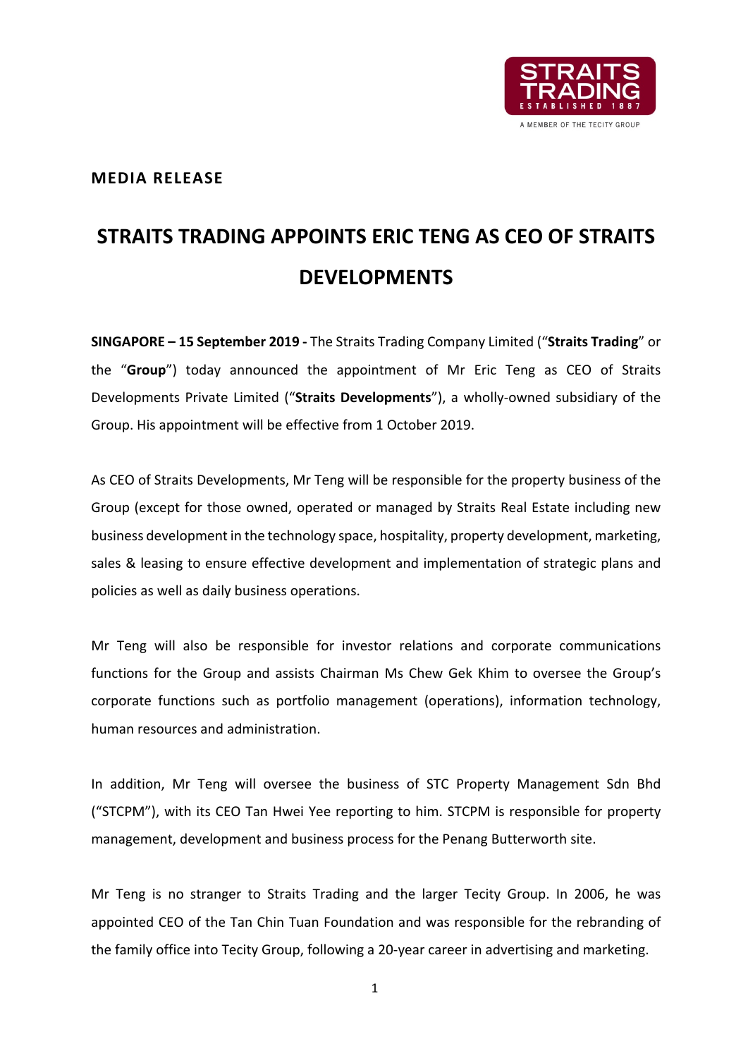**MEDIA RELEASE**

# STRAITS TRADING APPOINTS ERIC TENG AS CEO OF STRAITS DEVELOPMENTS

**SINGAPORE – 15 September 2019 -** The Straits Trading Company Limited ("**Straits Trading**" or the "**Group**") today announced the appointment of Mr Eric Teng as CEO of Straits Developments Private Limited ("**Straits Developments**"), a wholly-owned subsidiary of the Group. His appointment will be effective from 1 October 2019.

As CEO of Straits Developments, Mr Teng will be responsible for the property business of the Group (except for those owned, operated or managed by Straits Real Estate including new business development in the technology space, hospitality, property development, marketing, sales & leasing to ensure effective development and implementation of strategic plans and policies as well as daily business operations.

Mr Teng will also be responsible for investor relations and corporate communications functions for the Group and assists Chairman Ms Chew Gek Khim to oversee the Group's corporate functions such as portfolio management (operations), information technology, human resources and administration.

In addition, Mr Teng will oversee the business of STC Property Management Sdn Bhd ("STCPM"), with its CEO Tan Hwei Yee reporting to him. STCPM is responsible for property management, development and business process for the Penang Butterworth site.

Mr Teng is no stranger to Straits Trading and the larger Tecity Group. In 2006, he was appointed CEO of the Tan Chin Tuan Foundation and was responsible for the rebranding of the family office into Tecity Group, following a 20-year career in advertising and marketing.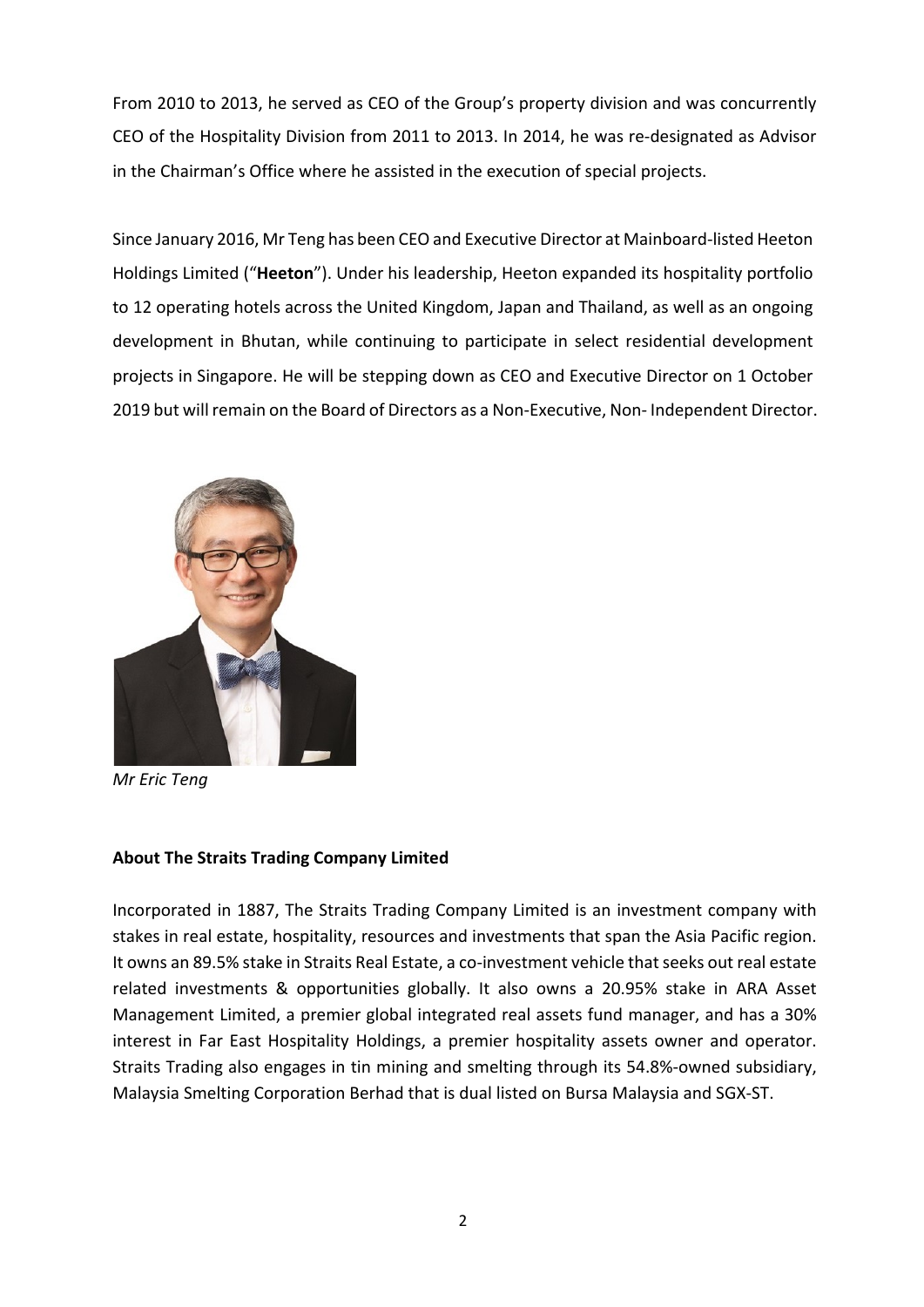From 2010 to 2013, he served as CEO of the Group's property division and was concurrently CEO of the Hospitality Division from 2011 to 2013. In 2014, he was re-designated as Advisor in the Chairman's Office where he assisted in the execution of special projects.

Since January 2016, Mr Teng has been CEO and Executive Director at Mainboard-listed Heeton Holdings Limited ("**Heeton**"). Under his leadership, Heeton expanded its hospitality portfolio to 12 operating hotels across the United Kingdom, Japan and Thailand, as well as an ongoing development in Bhutan, while continuing to participate in select residential development projects in Singapore. He will be stepping down as CEO and Executive Director on 1 October 2019 but will remain on the Board of Directors as a Non-Executive, Non- Independent Director.

*Mr Eric Teng*

**About The Straits Trading Company Limited**

Incorporated in 1887, The Straits Trading Company Limited is an investment company with stakes in real estate, hospitality, resources and investments that span the Asia Pacific region. It owns an 89.5% stake in Straits Real Estate, a co-investment vehicle that seeks out real estate related investments & opportunities globally. It also owns a 20.95% stake in ARA Asset Management Limited, a premier global integrated real assets fund manager, and has a 30% interest in Far East Hospitality Holdings, a premier hospitality assets owner and operator. Straits Trading also engages in tin mining and smelting through its 54.8%-owned subsidiary, Malaysia Smelting Corporation Berhad that is dual listed on Bursa Malaysia and SGX-ST.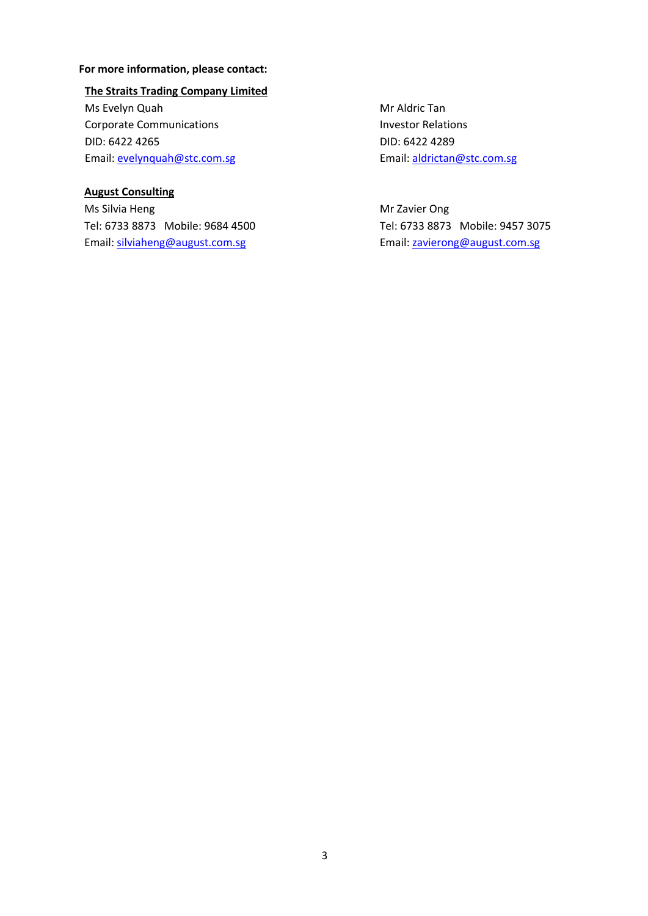**For more information, please contact:**

**The Straits Trading Company Limited**

Ms Evelyn Quah
Corporate Communications
DID: 6422 4265
Email: evelynquah@stc.com.sg

Mr Aldric Tan
Investor Relations
DID: 6422 4289
Email: aldrictan@stc.com.sg

**August Consulting**

Ms Silvia Heng
Tel: 6733 8873 Mobile: 9684 4500
Email: silviaheng@august.com.sg

Mr Zavier Ong
Tel: 6733 8873 Mobile: 9457 3075
Email: zavierong@august.com.sg